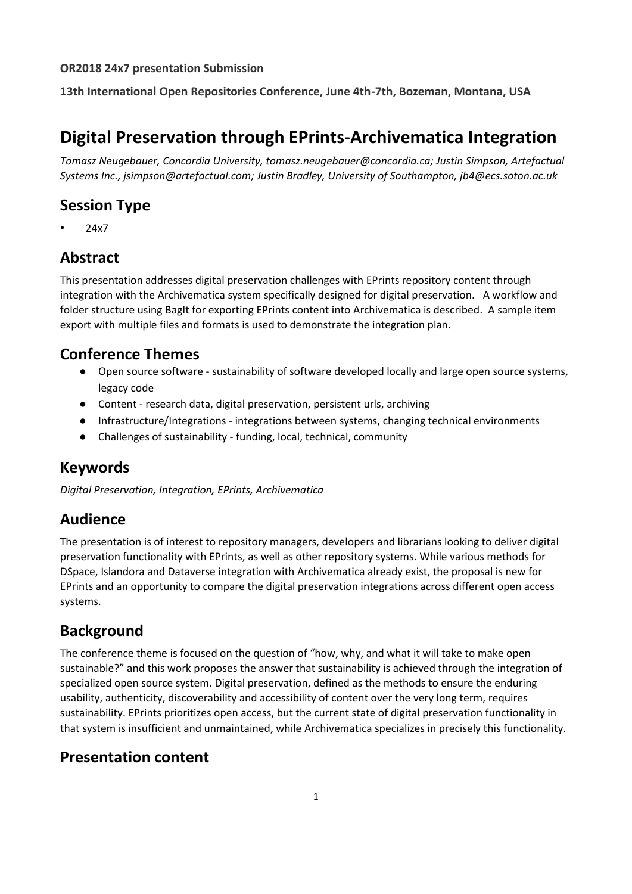**OR2018 24x7 presentation Submission**

**13th International Open Repositories Conference, June 4th-7th, Bozeman, Montana, USA**

# Digital Preservation through EPrints-Archivematica Integration

*Tomasz Neugebauer, Concordia University, tomasz.neugebauer@concordia.ca; Justin Simpson, Artefactual Systems Inc., jsimpson@artefactual.com; Justin Bradley, University of Southampton, jb4@ecs.soton.ac.uk*

## Session Type

- 24x7

## Abstract

This presentation addresses digital preservation challenges with EPrints repository content through integration with the Archivematica system specifically designed for digital preservation. A workflow and folder structure using BagIt for exporting EPrints content into Archivematica is described. A sample item export with multiple files and formats is used to demonstrate the integration plan.

## Conference Themes

- Open source software - sustainability of software developed locally and large open source systems, legacy code
- Content - research data, digital preservation, persistent urls, archiving
- Infrastructure/Integrations - integrations between systems, changing technical environments
- Challenges of sustainability - funding, local, technical, community

## Keywords

*Digital Preservation, Integration, EPrints, Archivematica*

## Audience

The presentation is of interest to repository managers, developers and librarians looking to deliver digital preservation functionality with EPrints, as well as other repository systems. While various methods for DSpace, Islandora and Dataverse integration with Archivematica already exist, the proposal is new for EPrints and an opportunity to compare the digital preservation integrations across different open access systems.

## Background

The conference theme is focused on the question of "how, why, and what it will take to make open sustainable?" and this work proposes the answer that sustainability is achieved through the integration of specialized open source system. Digital preservation, defined as the methods to ensure the enduring usability, authenticity, discoverability and accessibility of content over the very long term, requires sustainability. EPrints prioritizes open access, but the current state of digital preservation functionality in that system is insufficient and unmaintained, while Archivematica specializes in precisely this functionality.

## Presentation content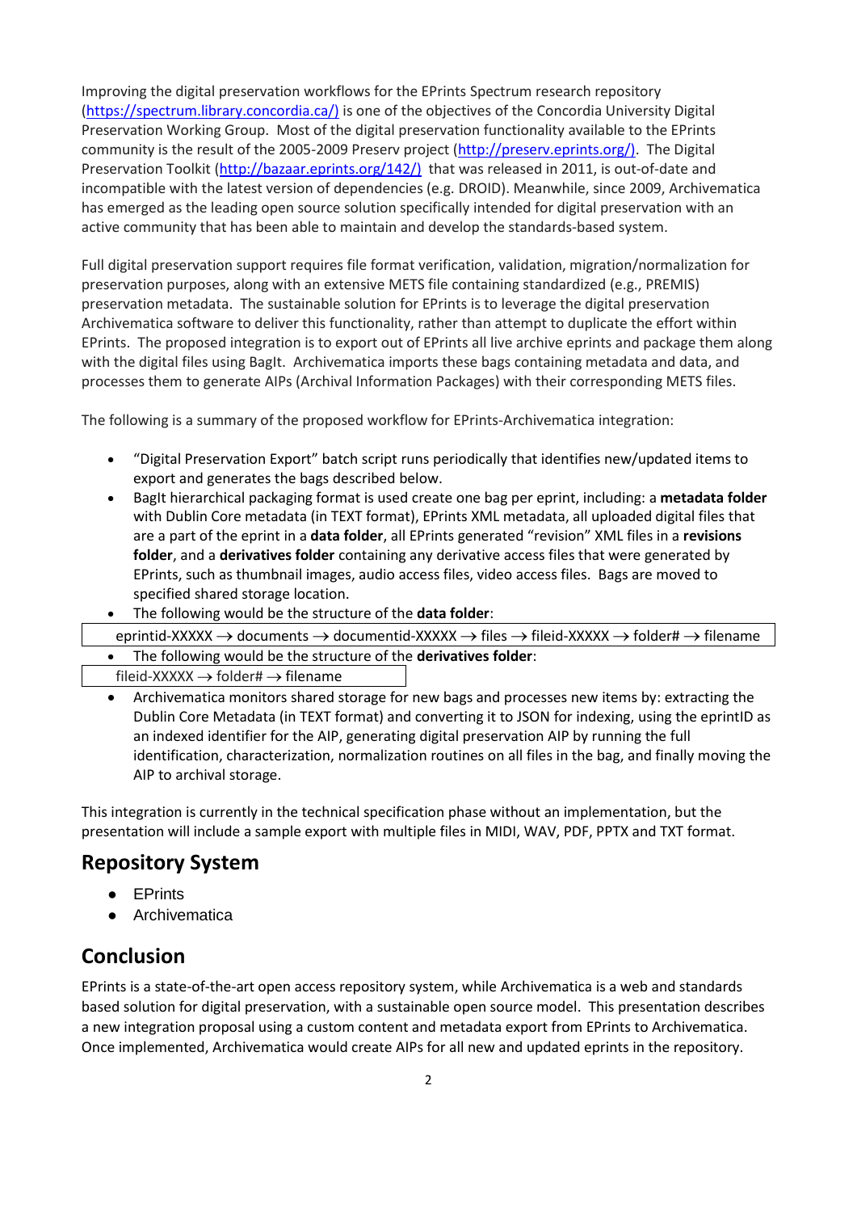Improving the digital preservation workflows for the EPrints Spectrum research repository (https://spectrum.library.concordia.ca/) is one of the objectives of the Concordia University Digital Preservation Working Group. Most of the digital preservation functionality available to the EPrints community is the result of the 2005-2009 Preserv project (http://preserv.eprints.org/). The Digital Preservation Toolkit (http://bazaar.eprints.org/142/) that was released in 2011, is out-of-date and incompatible with the latest version of dependencies (e.g. DROID). Meanwhile, since 2009, Archivematica has emerged as the leading open source solution specifically intended for digital preservation with an active community that has been able to maintain and develop the standards-based system.

Full digital preservation support requires file format verification, validation, migration/normalization for preservation purposes, along with an extensive METS file containing standardized (e.g., PREMIS) preservation metadata. The sustainable solution for EPrints is to leverage the digital preservation Archivematica software to deliver this functionality, rather than attempt to duplicate the effort within EPrints. The proposed integration is to export out of EPrints all live archive eprints and package them along with the digital files using BagIt. Archivematica imports these bags containing metadata and data, and processes them to generate AIPs (Archival Information Packages) with their corresponding METS files.

The following is a summary of the proposed workflow for EPrints-Archivematica integration:

- "Digital Preservation Export" batch script runs periodically that identifies new/updated items to export and generates the bags described below.
- BagIt hierarchical packaging format is used create one bag per eprint, including: a **metadata folder** with Dublin Core metadata (in TEXT format), EPrints XML metadata, all uploaded digital files that are a part of the eprint in a **data folder**, all EPrints generated "revision" XML files in a **revisions folder**, and a **derivatives folder** containing any derivative access files that were generated by EPrints, such as thumbnail images, audio access files, video access files. Bags are moved to specified shared storage location.
- The following would be the structure of the **data folder**:

eprintid-XXXXX → documents → documentid-XXXXX → files → fileid-XXXXX → folder# → filename

- The following would be the structure of the **derivatives folder**:

fileid-XXXXX → folder# → filename

- Archivematica monitors shared storage for new bags and processes new items by: extracting the Dublin Core Metadata (in TEXT format) and converting it to JSON for indexing, using the eprintID as an indexed identifier for the AIP, generating digital preservation AIP by running the full identification, characterization, normalization routines on all files in the bag, and finally moving the AIP to archival storage.

This integration is currently in the technical specification phase without an implementation, but the presentation will include a sample export with multiple files in MIDI, WAV, PDF, PPTX and TXT format.

## Repository System

- EPrints
- Archivematica

## Conclusion

EPrints is a state-of-the-art open access repository system, while Archivematica is a web and standards based solution for digital preservation, with a sustainable open source model. This presentation describes a new integration proposal using a custom content and metadata export from EPrints to Archivematica. Once implemented, Archivematica would create AIPs for all new and updated eprints in the repository.